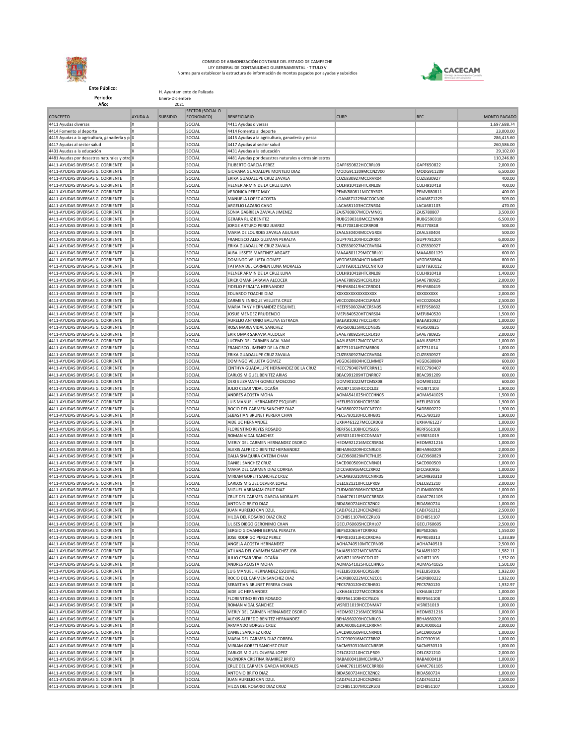CONSEJO DE ARMONIZACIÓN CONTABLE DEL ESTADO DE CAMPECHE
LEY GENERAL DE CONTABILIDAD GUBERNAMENTAL - TITULO V
Norma para establecer la estructura de información de montos pagados por ayudas y subsidios

**Ente Público:** H. Ayuntamiento de Palizada
**Periodo:** Enero-Diciembre
**Año:** 2021

| CONCEPTO | AYUDA A | SUBSIDIO | SECTOR (SOCIAL O ECONOMICO) | BENEFICIARIO | CURP | RFC | MONTO PAGADO |
|---|---|---|---|---|---|---|---|
| 4411 Ayudas diversas | X | | SOCIAL | 4411 Ayudas diversas | | | 1,697,688.74 |
| 4414 Fomento al deporte | X | | SOCIAL | 4414 Fomento al deporte | | | 23,000.00 |
| 4415 Ayudas a la agricultura, ganadería y p | X | | SOCIAL | 4415 Ayudas a la agricultura, ganadería y pesca | | | 286,415.60 |
| 4417 Ayudas al sector salud | X | | SOCIAL | 4417 Ayudas al sector salud | | | 260,586.00 |
| 4431 Ayudas a la educación | X | | SOCIAL | 4431 Ayudas a la educación | | | 29,102.00 |
| 4481 Ayudas por desastres naturales y otro | X | | SOCIAL | 4481 Ayudas por desastres naturales y otros siniestros | | | 110,246.80 |
| 4411-AYUDAS DIVERSAS G. CORRIENTE | X | | SOCIAL | FILIBERTO GARCIA PEREZ | GAPF650822HCCRRL09 | GAPF650822 | 2,000.00 |
| 4411-AYUDAS DIVERSAS G. CORRIENTE | X | | SOCIAL | GIOVANA GUADALUPE MONTEJO DIAZ | MODG911209MCCNZV00 | MODG911209 | 6,500.00 |
| 4411-AYUDAS DIVERSAS G. CORRIENTE | X | | SOCIAL | ERIKA GUADALUPE CRUZ ZAVALA | CUZE830927MCCRVR04 | CUZE830927 | 400.00 |
| 4411-AYUDAS DIVERSAS G. CORRIENTE | X | | SOCIAL | HELNER ARMIN DE LA CRUZ LUNA | CULH910418HTCRNL08 | CULH910418 | 400.00 |
| 4411-AYUDAS DIVERSAS G. CORRIENTE | X | | SOCIAL | VERONICA PEREZ MAY | PEMV880811MCCRYR03 | PEMV880811 | 400.00 |
| 4411-AYUDAS DIVERSAS G. CORRIENTE | X | | SOCIAL | MANUELA LOPEZ ACOSTA | LOAM871229MCCOCN00 | LOAM871229 | 509.00 |
| 4411-AYUDAS DIVERSAS G. CORRIENTE | X | | SOCIAL | ARGELIO LAZARO CANO | LACA681103HCCZNR04 | LACA681103 | 470.00 |
| 4411-AYUDAS DIVERSAS G. CORRIENTE | X | | SOCIAL | SONIA GABRIELA ZAVALA JIMENEZ | ZAJS780807MCCVMN01 | ZAJS780807 | 3,500.00 |
| 4411-AYUDAS DIVERSAS G. CORRIENTE | X | | SOCIAL | GERARA RUIZ BENITEZ | RUBG590318MCCZNN08 | RUBG590318 | 6,500.00 |
| 4411-AYUDAS DIVERSAS G. CORRIENTE | X | | SOCIAL | JORGE ARTURO PEREZ JUAREZ | PEJJ770818HCCRRR08 | PEJJ770818 | 500.00 |
| 4411-AYUDAS DIVERSAS G. CORRIENTE | X | | SOCIAL | MARIA DE LOURDES ZAVALA AGUILAR | ZAAL530404MCCVGR08 | ZAAL530404 | 500.00 |
| 4411-AYUDAS DIVERSAS G. CORRIENTE | X | | SOCIAL | FRANCISCO ALEX GUZMAN PERALTA | GUPF781204HCCZRR04 | GUPF781204 | 6,000.00 |
| 4411-AYUDAS DIVERSAS G. CORRIENTE | X | | SOCIAL | ERIKA GUADALUPE CRUZ ZAVALA | CUZE830927MCCRVR04 | CUZE830927 | 400.00 |
| 4411-AYUDAS DIVERSAS G. CORRIENTE | X | | SOCIAL | ALBA LISSETE MARTINEZ ARGAEZ | MAAA801129MCCRRL01 | MAAA801129 | 600.00 |
| 4411-AYUDAS DIVERSAS G. CORRIENTE | X | | SOCIAL | DOMINGO VELUETA GOMEZ | VEGD630804HCCLMM07 | VEGD630804 | 800.00 |
| 4411-AYUDAS DIVERSAS G. CORRIENTE | X | | SOCIAL | TATIANA DEL CARMEN LUNA MORALES | LUMT930112MCCNRT00 | LUMT930112 | 800.00 |
| 4411-AYUDAS DIVERSAS G. CORRIENTE | X | | SOCIAL | HELNER ARMIN DE LA CRUZ LUNA | CULH910418HTCRNL08 | CULH910418 | 1,400.00 |
| 4411-AYUDAS DIVERSAS G. CORRIENTE | X | | SOCIAL | ERICK OMAR SARAVIA ALCOCER | SAAE780925HCCRLR10 | SAAE780925 | 2,000.00 |
| 4411-AYUDAS DIVERSAS G. CORRIENTE | X | | SOCIAL | FIDELIO PERALTA HERNANDEZ | PEHF680419HCCRRD01 | PEHF680419 | 300.00 |
| 4411-AYUDAS DIVERSAS G. CORRIENTE | X | | SOCIAL | EDUARDO TOACHE DIAZ | XXXXXXXXXXXXXXXX | XXXXXXXXX | 2,000.00 |
| 4411-AYUDAS DIVERSAS G. CORRIENTE | X | | SOCIAL | CARMEN ENRIQUE VELUETA CRUZ | VECC020624HCCLRRA3 | VECC020624 | 2,500.00 |
| 4411-AYUDAS DIVERSAS G. CORRIENTE | X | | SOCIAL | MARIA FANY HERNANDEZ ESQUIVEL | HEEF950602MCCRSN05 | HEEF950602 | 1,500.00 |
| 4411-AYUDAS DIVERSAS G. CORRIENTE | X | | SOCIAL | JOSUE MENDEZ PRUDENCIO | MEPJ840520HTCNRS04 | MEPJ840520 | 1,500.00 |
| 4411-AYUDAS DIVERSAS G. CORRIENTE | X | | SOCIAL | AURELIO ANTONIO BALLINA ESTRADA | BAEA810927HCCLSR04 | BAEA810927 | 1,000.00 |
| 4411-AYUDAS DIVERSAS G. CORRIENTE | X | | SOCIAL | ROSA MARIA VIDAL SANCHEZ | VISR500825MCCDNS05 | VISR500825 | 500.00 |
| 4411-AYUDAS DIVERSAS G. CORRIENTE | X | | SOCIAL | ERIK OMAR SARAVIA ALCOCER | SAAE780925HCCRLR10 | SAAE780925 | 2,000.00 |
| 4411-AYUDAS DIVERSAS G. CORRIENTE | X | | SOCIAL | LUCEMY DEL CARMEN ACAL YAM | AAYL830517MCCCMC18 | AAYL830517 | 1,000.00 |
| 4411-AYUDAS DIVERSAS G. CORRIENTE | X | | SOCIAL | FRANCISCO JIMENEZ DE LA CRUZ | JICF731014HTCMRR06 | JICF731014 | 1,000.00 |
| 4411-AYUDAS DIVERSAS G. CORRIENTE | X | | SOCIAL | ERIKA GUADALUPE CRUZ ZAVALA | CUZE830927MCCRVR04 | CUZE830927 | 400.00 |
| 4411-AYUDAS DIVERSAS G. CORRIENTE | X | | SOCIAL | DOMINGO VELUETA GOMEZ | VEGD630804HCCLMM07 | VEGD630804 | 600.00 |
| 4411-AYUDAS DIVERSAS G. CORRIENTE | X | | SOCIAL | CINTHYA GUADALUPE HERNANDEZ DE LA CRUZ | HECC790407MTCRRN11 | HECC790407 | 400.00 |
| 4411-AYUDAS DIVERSAS G. CORRIENTE | X | | SOCIAL | CARLOS MIGUEL BENITEZ ARIAS | BEAC991209HTCNRR07 | BEAC991209 | 600.00 |
| 4411-AYUDAS DIVERSAS G. CORRIENTE | X | | SOCIAL | DEXI ELIZAMATH GOMEZ MOSCOSO | GOM901022MTCMSX08 | GOM901022 | 600.00 |
| 4411-AYUDAS DIVERSAS G. CORRIENTE | X | | SOCIAL | JULIO CESAR VIDAL OCAÑA | VIOJ871103HCCDCL02 | VIOJ871103 | 1,900.00 |
| 4411-AYUDAS DIVERSAS G. CORRIENTE | X | | SOCIAL | ANDRES ACOSTA MOHA | AOMA541025HCCCHN05 | AOMA541025 | 1,500.00 |
| 4411-AYUDAS DIVERSAS G. CORRIENTE | X | | SOCIAL | LUIS MANUEL HERNANDEZ ESQUIVEL | HEEL850106HCCRSS00 | HEEL850106 | 1,900.00 |
| 4411-AYUDAS DIVERSAS G. CORRIENTE | X | | SOCIAL | ROCIO DEL CARMEN SANCHEZ DIAZ | SADR800222MCCNZC01 | SADR800222 | 1,900.00 |
| 4411-AYUDAS DIVERSAS G. CORRIENTE | X | | SOCIAL | SEBASTIAN BRUNET PERERA CHAN | PECS780120HCCRHB01 | PECS780120 | 1,900.00 |
| 4411-AYUDAS DIVERSAS G. CORRIENTE | X | | SOCIAL | AIDE UC HERNANDEZ | UXHA461227MCCCRD08 | UXHA461227 | 1,000.00 |
| 4411-AYUDAS DIVERSAS G. CORRIENTE | X | | SOCIAL | FLORENTINO REYES ROSADO | RERF561108HCCYSL06 | RERF561108 | 1,000.00 |
| 4411-AYUDAS DIVERSAS G. CORRIENTE | X | | SOCIAL | ROMAN VIDAL SANCHEZ | VISR031019HCCDNMA7 | VISR031019 | 1,000.00 |
| 4411-AYUDAS DIVERSAS G. CORRIENTE | X | | SOCIAL | MERLY DEL CARMEN HERNANDEZ OSORIO | HEOM921216MCCRSR04 | HEOM921216 | 1,000.00 |
| 4411-AYUDAS DIVERSAS G. CORRIENTE | X | | SOCIAL | ALEXIS ALFREDO BENITEZ HERNANDEZ | BEHA960209HCCNRL03 | BEHA960209 | 2,000.00 |
| 4411-AYUDAS DIVERSAS G. CORRIENTE | X | | SOCIAL | DALIA SHAQUIRA CATZIM CHAN | CACD960829MTCTHL05 | CACD960829 | 2,000.00 |
| 4411-AYUDAS DIVERSAS G. CORRIENTE | X | | SOCIAL | DANIEL SANCHEZ CRUZ | SACD900509HCCNRN01 | SACD900509 | 1,000.00 |
| 4411-AYUDAS DIVERSAS G. CORRIENTE | X | | SOCIAL | MARIA DEL CARMEN DIAZ CORREA | DICC930916MCCZRR02 | DICC930916 | 1,000.00 |
| 4411-AYUDAS DIVERSAS G. CORRIENTE | X | | SOCIAL | MIRIAM GORETI SANCHEZ CRUZ | SACM930310MCCNRR05 | SACM930310 | 1,000.00 |
| 4411-AYUDAS DIVERSAS G. CORRIENTE | X | | SOCIAL | CARLOS MIGUEL OLVERA LOPEZ | OELC821210HCCLPR09 | OELC821210 | 2,000.00 |
| 4411-AYUDAS DIVERSAS G. CORRIENTE | X | | SOCIAL | MIGUEL ABRAHAM CRUZ DIAZ | CUDM000306HCCRZGA8 | CUDM000306 | 1,000.00 |
| 4411-AYUDAS DIVERSAS G. CORRIENTE | X | | SOCIAL | CRUZ DEL CARMEN GARCIA MORALES | GAMC761105MCCRRR08 | GAMC761105 | 1,000.00 |
| 4411-AYUDAS DIVERSAS G. CORRIENTE | X | | SOCIAL | ANTONIO BRITO DIAZ | BIDA560724HCCRZN02 | BIDA560724 | 1,000.00 |
| 4411-AYUDAS DIVERSAS G. CORRIENTE | X | | SOCIAL | JUAN AURELIO CAN DZUL | CADJ761212HCCNZN03 | CADJ761212 | 2,500.00 |
| 4411-AYUDAS DIVERSAS G. CORRIENTE | X | | SOCIAL | HILDA DEL ROSARIO DIAZ CRUZ | DICH851107MCCZRL03 | DICH851107 | 1,500.00 |
| 4411-AYUDAS DIVERSAS G. CORRIENTE | X | | SOCIAL | ULISES DIEGO GERONIMO CHAN | GECU760605HCCRHL07 | GECU760605 | 2,500.00 |
| 4411-AYUDAS DIVERSAS G. CORRIENTE | X | | SOCIAL | SERGIO GIOVANNI BERNAL PERALTA | BEPS02065HTCRRRA2 | BEPS02065 | 1,550.00 |
| 4411-AYUDAS DIVERSAS G. CORRIENTE | X | | SOCIAL | JOSE RODRIGO PEREZ PEREZ | PEPR030313HCCRRDA6 | PEPR030313 | 1,333.89 |
| 4411-AYUDAS DIVERSAS G. CORRIENTE | X | | SOCIAL | ANGELA ACOSTA HERNANDEZ | AOHA740510MTCCRN09 | AOHA740510 | 2,500.00 |
| 4411-AYUDAS DIVERSAS G. CORRIENTE | X | | SOCIAL | ATILANA DEL CARMEN SANCHEZ JOB | SAJA891022MCCNBT04 | SAJA891022 | 1,582.11 |
| 4411-AYUDAS DIVERSAS G. CORRIENTE | X | | SOCIAL | JULIO CESAR VIDAL OCAÑA | VIOJ871103HCCDCL02 | VIOJ871103 | 1,932.00 |
| 4411-AYUDAS DIVERSAS G. CORRIENTE | X | | SOCIAL | ANDRES ACOSTA MOHA | AOMA541025HCCCHN05 | AOMA541025 | 1,501.00 |
| 4411-AYUDAS DIVERSAS G. CORRIENTE | X | | SOCIAL | LUIS MANUEL HERNANDEZ ESQUIVEL | HEEL850106HCCRSS00 | HEEL850106 | 1,932.00 |
| 4411-AYUDAS DIVERSAS G. CORRIENTE | X | | SOCIAL | ROCIO DEL CARMEN SANCHEZ DIAZ | SADR800222MCCNZC01 | SADR800222 | 1,932.00 |
| 4411-AYUDAS DIVERSAS G. CORRIENTE | X | | SOCIAL | SEBASTIAN BRUNET PERERA CHAN | PECS780120HCCRHB01 | PECS780120 | 1,932.97 |
| 4411-AYUDAS DIVERSAS G. CORRIENTE | X | | SOCIAL | AIDE UC HERNANDEZ | UXHA461227MCCCRD08 | UXHA461227 | 1,000.00 |
| 4411-AYUDAS DIVERSAS G. CORRIENTE | X | | SOCIAL | FLORENTINO REYES ROSADO | RERF561108HCCYSL06 | RERF561108 | 1,000.00 |
| 4411-AYUDAS DIVERSAS G. CORRIENTE | X | | SOCIAL | ROMAN VIDAL SANCHEZ | VISR031019HCCDNMA7 | VISR031019 | 1,000.00 |
| 4411-AYUDAS DIVERSAS G. CORRIENTE | X | | SOCIAL | MERLY DEL CARMEN HERNANDEZ OSORIO | HEOM921216MCCRSR04 | HEOM921216 | 1,000.00 |
| 4411-AYUDAS DIVERSAS G. CORRIENTE | X | | SOCIAL | ALEXIS ALFREDO BENITEZ HERNANDEZ | BEHA960209HCCNRL03 | BEHA960209 | 2,000.00 |
| 4411-AYUDAS DIVERSAS G. CORRIENTE | X | | SOCIAL | ARMANDO BORGES CRUZ | BOCA000613HCCRRRA4 | BOCA000613 | 2,000.00 |
| 4411-AYUDAS DIVERSAS G. CORRIENTE | X | | SOCIAL | DANIEL SANCHEZ CRUZ | SACD900509HCCNRN01 | SACD900509 | 1,000.00 |
| 4411-AYUDAS DIVERSAS G. CORRIENTE | X | | SOCIAL | MARIA DEL CARMEN DIAZ CORREA | DICC930916MCCZRR02 | DICC930916 | 1,000.00 |
| 4411-AYUDAS DIVERSAS G. CORRIENTE | X | | SOCIAL | MIRIAM GORETI SANCHEZ CRUZ | SACM930310MCCNRR05 | SACM930310 | 1,000.00 |
| 4411-AYUDAS DIVERSAS G. CORRIENTE | X | | SOCIAL | CARLOS MIGUEL OLVERA LOPEZ | OELC821210HCCLPR09 | OELC821210 | 2,000.00 |
| 4411-AYUDAS DIVERSAS G. CORRIENTE | X | | SOCIAL | ALONDRA CRISTINA RAMIREZ BRITO | RABA000418MCCMRLA7 | RABA000418 | 1,000.00 |
| 4411-AYUDAS DIVERSAS G. CORRIENTE | X | | SOCIAL | CRUZ DEL CARMEN GARCIA MORALES | GAMC761105MCCRRR08 | GAMC761105 | 1,000.00 |
| 4411-AYUDAS DIVERSAS G. CORRIENTE | X | | SOCIAL | ANTONIO BRITO DIAZ | BIDA560724HCCRZN02 | BIDA560724 | 1,000.00 |
| 4411-AYUDAS DIVERSAS G. CORRIENTE | X | | SOCIAL | JUAN AURELIO CAN DZUL | CADJ761212HCCNZN03 | CADJ761212 | 2,500.00 |
| 4411-AYUDAS DIVERSAS G. CORRIENTE | X | | SOCIAL | HILDA DEL ROSARIO DIAZ CRUZ | DICH851107MCCZRL03 | DICH851107 | 1,500.00 |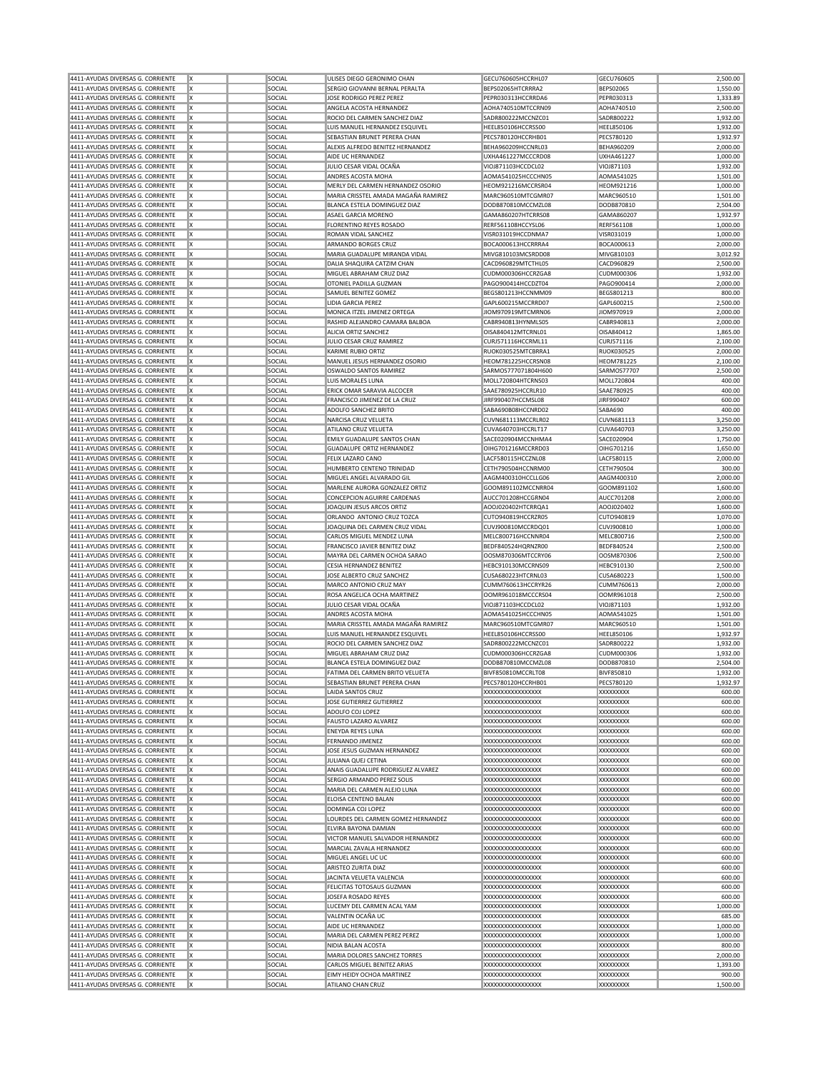| | | | | | | | |
|---|---|---|---|---|---|---|---|
| 4411-AYUDAS DIVERSAS G. CORRIENTE | X | | SOCIAL | ULISES DIEGO GERONIMO CHAN | GECU760605HCCRHL07 | GECU760605 | 2,500.00 |
| 4411-AYUDAS DIVERSAS G. CORRIENTE | X | | SOCIAL | SERGIO GIOVANNI BERNAL PERALTA | BEPS02065HTCRRRA2 | BEPS02065 | 1,550.00 |
| 4411-AYUDAS DIVERSAS G. CORRIENTE | X | | SOCIAL | JOSE RODRIGO PEREZ PEREZ | PEPR030313HCCRRDA6 | PEPR030313 | 1,333.89 |
| 4411-AYUDAS DIVERSAS G. CORRIENTE | X | | SOCIAL | ANGELA ACOSTA HERNANDEZ | AOHA740510MTCCRN09 | AOHA740510 | 2,500.00 |
| 4411-AYUDAS DIVERSAS G. CORRIENTE | X | | SOCIAL | ROCIO DEL CARMEN SANCHEZ DIAZ | SADR800222MCCNZC01 | SADR800222 | 1,932.00 |
| 4411-AYUDAS DIVERSAS G. CORRIENTE | X | | SOCIAL | LUIS MANUEL HERNANDEZ ESQUIVEL | HEEL850106HCCRSS00 | HEEL850106 | 1,932.00 |
| 4411-AYUDAS DIVERSAS G. CORRIENTE | X | | SOCIAL | SEBASTIAN BRUNET PERERA CHAN | PECS780120HCCRHB01 | PECS780120 | 1,932.97 |
| 4411-AYUDAS DIVERSAS G. CORRIENTE | X | | SOCIAL | ALEXIS ALFREDO BENITEZ HERNANDEZ | BEHA960209HCCNRL03 | BEHA960209 | 2,000.00 |
| 4411-AYUDAS DIVERSAS G. CORRIENTE | X | | SOCIAL | AIDE UC HERNANDEZ | UXHA461227MCCCRD08 | UXHA461227 | 1,000.00 |
| 4411-AYUDAS DIVERSAS G. CORRIENTE | X | | SOCIAL | JULIO CESAR VIDAL OCAÑA | VIOJ871103HCCDCL02 | VIOJ871103 | 1,932.00 |
| 4411-AYUDAS DIVERSAS G. CORRIENTE | X | | SOCIAL | ANDRES ACOSTA MOHA | AOMA541025HCCCHN05 | AOMA541025 | 1,501.00 |
| 4411-AYUDAS DIVERSAS G. CORRIENTE | X | | SOCIAL | MERLY DEL CARMEN HERNANDEZ OSORIO | HEOM921216MCCRSR04 | HEOM921216 | 1,000.00 |
| 4411-AYUDAS DIVERSAS G. CORRIENTE | X | | SOCIAL | MARIA CRISSTEL AMADA MAGAÑA RAMIREZ | MARC960510MTCGMR07 | MARC960510 | 1,501.00 |
| 4411-AYUDAS DIVERSAS G. CORRIENTE | X | | SOCIAL | BLANCA ESTELA DOMINGUEZ DIAZ | DODB870810MCCMZL08 | DODB870810 | 2,504.00 |
| 4411-AYUDAS DIVERSAS G. CORRIENTE | X | | SOCIAL | ASAEL GARCIA MORENO | GAMA860207HTCRRS08 | GAMA860207 | 1,932.97 |
| 4411-AYUDAS DIVERSAS G. CORRIENTE | X | | SOCIAL | FLORENTINO REYES ROSADO | RERF561108HCCYSL06 | RERF561108 | 1,000.00 |
| 4411-AYUDAS DIVERSAS G. CORRIENTE | X | | SOCIAL | ROMAN VIDAL SANCHEZ | VISR031019HCCDNMA7 | VISR031019 | 1,000.00 |
| 4411-AYUDAS DIVERSAS G. CORRIENTE | X | | SOCIAL | ARMANDO BORGES CRUZ | BOCA000613HCCRRRA4 | BOCA000613 | 2,000.00 |
| 4411-AYUDAS DIVERSAS G. CORRIENTE | X | | SOCIAL | MARIA GUADALUPE MIRANDA VIDAL | MIVG810103MCSRDD08 | MIVG810103 | 3,012.92 |
| 4411-AYUDAS DIVERSAS G. CORRIENTE | X | | SOCIAL | DALIA SHAQUIRA CATZIM CHAN | CACD960829MTCTHL05 | CACD960829 | 2,500.00 |
| 4411-AYUDAS DIVERSAS G. CORRIENTE | X | | SOCIAL | MIGUEL ABRAHAM CRUZ DIAZ | CUDM000306HCCRZGA8 | CUDM000306 | 1,932.00 |
| 4411-AYUDAS DIVERSAS G. CORRIENTE | X | | SOCIAL | OTONIEL PADILLA GUZMAN | PAGO900414HCCDZT04 | PAGO900414 | 2,000.00 |
| 4411-AYUDAS DIVERSAS G. CORRIENTE | X | | SOCIAL | SAMUEL BENITEZ GOMEZ | BEGS801213HCCNMM09 | BEGS801213 | 800.00 |
| 4411-AYUDAS DIVERSAS G. CORRIENTE | X | | SOCIAL | LIDIA GARCIA PEREZ | GAPL600215MCCRRD07 | GAPL600215 | 2,500.00 |
| 4411-AYUDAS DIVERSAS G. CORRIENTE | X | | SOCIAL | MONICA ITZEL JIMENEZ ORTEGA | JIOM970919MTCMRN06 | JIOM970919 | 2,000.00 |
| 4411-AYUDAS DIVERSAS G. CORRIENTE | X | | SOCIAL | RASHID ALEJANDRO CAMARA BALBOA | CABR940813HYNMLS05 | CABR940813 | 2,000.00 |
| 4411-AYUDAS DIVERSAS G. CORRIENTE | X | | SOCIAL | ALICIA ORTIZ SANCHEZ | OISA840412MTCRNL01 | OISA840412 | 1,865.00 |
| 4411-AYUDAS DIVERSAS G. CORRIENTE | X | | SOCIAL | JULIO CESAR CRUZ RAMIREZ | CURJ571116HCCRML11 | CURJ571116 | 2,100.00 |
| 4411-AYUDAS DIVERSAS G. CORRIENTE | X | | SOCIAL | KARIME RUBIO ORTIZ | RUOK030525MTCBRRA1 | RUOK030525 | 2,000.00 |
| 4411-AYUDAS DIVERSAS G. CORRIENTE | X | | SOCIAL | MANUEL JESUS HERNANDEZ OSORIO | HEOM781225HCCRSN08 | HEOM781225 | 2,100.00 |
| 4411-AYUDAS DIVERSAS G. CORRIENTE | X | | SOCIAL | OSWALDO SANTOS RAMIREZ | SARMOS777071804H600 | SARMOS77707 | 2,500.00 |
| 4411-AYUDAS DIVERSAS G. CORRIENTE | X | | SOCIAL | LUIS MORALES LUNA | MOLL720804HTCRNS03 | MOLL720804 | 400.00 |
| 4411-AYUDAS DIVERSAS G. CORRIENTE | X | | SOCIAL | ERICK OMAR SARAVIA ALCOCER | SAAE780925HCCRLR10 | SAAE780925 | 400.00 |
| 4411-AYUDAS DIVERSAS G. CORRIENTE | X | | SOCIAL | FRANCISCO JIMENEZ DE LA CRUZ | JIRF990407HCCMSL08 | JIRF990407 | 600.00 |
| 4411-AYUDAS DIVERSAS G. CORRIENTE | X | | SOCIAL | ADOLFO SANCHEZ BRITO | SABA690808HCCNRD02 | SABA690 | 400.00 |
| 4411-AYUDAS DIVERSAS G. CORRIENTE | X | | SOCIAL | NARCISA CRUZ VELUETA | CUVN681113MCCRLR02 | CUVN681113 | 3,250.00 |
| 4411-AYUDAS DIVERSAS G. CORRIENTE | X | | SOCIAL | ATILANO CRUZ VELUETA | CUVA640703HCCRLT17 | CUVA640703 | 3,250.00 |
| 4411-AYUDAS DIVERSAS G. CORRIENTE | X | | SOCIAL | EMILY GUADALUPE SANTOS CHAN | SACE020904MCCNHMA4 | SACE020904 | 1,750.00 |
| 4411-AYUDAS DIVERSAS G. CORRIENTE | X | | SOCIAL | GUADALUPE ORTIZ HERNANDEZ | OIHG701216MCCRRD03 | OIHG701216 | 1,650.00 |
| 4411-AYUDAS DIVERSAS G. CORRIENTE | X | | SOCIAL | FELIX LAZARO CANO | LACF580115HCCZNL08 | LACF580115 | 2,000.00 |
| 4411-AYUDAS DIVERSAS G. CORRIENTE | X | | SOCIAL | HUMBERTO CENTENO TRINIDAD | CETH790504HCCNRM00 | CETH790504 | 300.00 |
| 4411-AYUDAS DIVERSAS G. CORRIENTE | X | | SOCIAL | MIGUEL ANGEL ALVARADO GIL | AAGM400310HCCLLG06 | AAGM400310 | 2,000.00 |
| 4411-AYUDAS DIVERSAS G. CORRIENTE | X | | SOCIAL | MARLENE AURORA GONZALEZ ORTIZ | GOOM891102MCCNRR04 | GOOM891102 | 1,600.00 |
| 4411-AYUDAS DIVERSAS G. CORRIENTE | X | | SOCIAL | CONCEPCION AGUIRRE CARDENAS | AUCC701208HCCGRN04 | AUCC701208 | 2,000.00 |
| 4411-AYUDAS DIVERSAS G. CORRIENTE | X | | SOCIAL | JOAQUIN JESUS ARCOS ORTIZ | AOOJ020402HTCRRQA1 | AOOJ020402 | 1,600.00 |
| 4411-AYUDAS DIVERSAS G. CORRIENTE | X | | SOCIAL | ORLANDO ANTONIO CRUZ TOZCA | CUTO940819HCCRZR05 | CUTO940819 | 1,070.00 |
| 4411-AYUDAS DIVERSAS G. CORRIENTE | X | | SOCIAL | JOAQUINA DEL CARMEN CRUZ VIDAL | CUVJ900810MCCRDQ01 | CUVJ900810 | 1,000.00 |
| 4411-AYUDAS DIVERSAS G. CORRIENTE | X | | SOCIAL | CARLOS MIGUEL MENDEZ LUNA | MELC800716HCCNNR04 | MELC800716 | 2,500.00 |
| 4411-AYUDAS DIVERSAS G. CORRIENTE | X | | SOCIAL | FRANCISCO JAVIER BENITEZ DIAZ | BEDF840524HQRNZR00 | BEDF840524 | 2,500.00 |
| 4411-AYUDAS DIVERSAS G. CORRIENTE | X | | SOCIAL | MAYRA DEL CARMEN OCHOA SARAO | OOSM870306MTCCRY06 | OOSM870306 | 2,500.00 |
| 4411-AYUDAS DIVERSAS G. CORRIENTE | X | | SOCIAL | CESIA HERNANDEZ BENITEZ | HEBC910130MCCRNS09 | HEBC910130 | 2,500.00 |
| 4411-AYUDAS DIVERSAS G. CORRIENTE | X | | SOCIAL | JOSE ALBERTO CRUZ SANCHEZ | CUSA680223HTCRNL03 | CUSA680223 | 1,500.00 |
| 4411-AYUDAS DIVERSAS G. CORRIENTE | X | | SOCIAL | MARCO ANTONIO CRUZ MAY | CUMM760613HCCRYR26 | CUMM760613 | 2,000.00 |
| 4411-AYUDAS DIVERSAS G. CORRIENTE | X | | SOCIAL | ROSA ANGELICA OCHA MARTINEZ | OOMR961018MCCCRS04 | OOMR961018 | 2,500.00 |
| 4411-AYUDAS DIVERSAS G. CORRIENTE | X | | SOCIAL | JULIO CESAR VIDAL OCAÑA | VIOJ871103HCCDCL02 | VIOJ871103 | 1,932.00 |
| 4411-AYUDAS DIVERSAS G. CORRIENTE | X | | SOCIAL | ANDRES ACOSTA MOHA | AOMA541025HCCCHN05 | AOMA541025 | 1,501.00 |
| 4411-AYUDAS DIVERSAS G. CORRIENTE | X | | SOCIAL | MARIA CRISSTEL AMADA MAGAÑA RAMIREZ | MARC960510MTCGMR07 | MARC960510 | 1,501.00 |
| 4411-AYUDAS DIVERSAS G. CORRIENTE | X | | SOCIAL | LUIS MANUEL HERNANDEZ ESQUIVEL | HEEL850106HCCRSS00 | HEEL850106 | 1,932.97 |
| 4411-AYUDAS DIVERSAS G. CORRIENTE | X | | SOCIAL | ROCIO DEL CARMEN SANCHEZ DIAZ | SADR800222MCCNZC01 | SADR800222 | 1,932.00 |
| 4411-AYUDAS DIVERSAS G. CORRIENTE | X | | SOCIAL | MIGUEL ABRAHAM CRUZ DIAZ | CUDM000306HCCRZGA8 | CUDM000306 | 1,932.00 |
| 4411-AYUDAS DIVERSAS G. CORRIENTE | X | | SOCIAL | BLANCA ESTELA DOMINGUEZ DIAZ | DODB870810MCCMZL08 | DODB870810 | 2,504.00 |
| 4411-AYUDAS DIVERSAS G. CORRIENTE | X | | SOCIAL | FATIMA DEL CARMEN BRITO VELUETA | BIVF850810MCCRLT08 | BIVF850810 | 1,932.00 |
| 4411-AYUDAS DIVERSAS G. CORRIENTE | X | | SOCIAL | SEBASTIAN BRUNET PERERA CHAN | PECS780120HCCRHB01 | PECS780120 | 1,932.97 |
| 4411-AYUDAS DIVERSAS G. CORRIENTE | X | | SOCIAL | LAIDA SANTOS CRUZ | XXXXXXXXXXXXXXXX | XXXXXXXXX | 600.00 |
| 4411-AYUDAS DIVERSAS G. CORRIENTE | X | | SOCIAL | JOSE GUTIERREZ GUTIERREZ | XXXXXXXXXXXXXXXX | XXXXXXXXX | 600.00 |
| 4411-AYUDAS DIVERSAS G. CORRIENTE | X | | SOCIAL | ADOLFO COJ LOPEZ | XXXXXXXXXXXXXXXX | XXXXXXXXX | 600.00 |
| 4411-AYUDAS DIVERSAS G. CORRIENTE | X | | SOCIAL | FAUSTO LAZARO ALVAREZ | XXXXXXXXXXXXXXXX | XXXXXXXXX | 600.00 |
| 4411-AYUDAS DIVERSAS G. CORRIENTE | X | | SOCIAL | ENEYDA REYES LUNA | XXXXXXXXXXXXXXXX | XXXXXXXXX | 600.00 |
| 4411-AYUDAS DIVERSAS G. CORRIENTE | X | | SOCIAL | FERNANDO JIMENEZ | XXXXXXXXXXXXXXXX | XXXXXXXXX | 600.00 |
| 4411-AYUDAS DIVERSAS G. CORRIENTE | X | | SOCIAL | JOSE JESUS GUZMAN HERNANDEZ | XXXXXXXXXXXXXXXX | XXXXXXXXX | 600.00 |
| 4411-AYUDAS DIVERSAS G. CORRIENTE | X | | SOCIAL | JULIANA QUEJ CETINA | XXXXXXXXXXXXXXXX | XXXXXXXXX | 600.00 |
| 4411-AYUDAS DIVERSAS G. CORRIENTE | X | | SOCIAL | ANAIS GUADALUPE RODRIGUEZ ALVAREZ | XXXXXXXXXXXXXXXX | XXXXXXXXX | 600.00 |
| 4411-AYUDAS DIVERSAS G. CORRIENTE | X | | SOCIAL | SERGIO ARMANDO PEREZ SOLIS | XXXXXXXXXXXXXXXX | XXXXXXXXX | 600.00 |
| 4411-AYUDAS DIVERSAS G. CORRIENTE | X | | SOCIAL | MARIA DEL CARMEN ALEJO LUNA | XXXXXXXXXXXXXXXX | XXXXXXXXX | 600.00 |
| 4411-AYUDAS DIVERSAS G. CORRIENTE | X | | SOCIAL | ELOISA CENTENO BALAN | XXXXXXXXXXXXXXXX | XXXXXXXXX | 600.00 |
| 4411-AYUDAS DIVERSAS G. CORRIENTE | X | | SOCIAL | DOMINGA COJ LOPEZ | XXXXXXXXXXXXXXXX | XXXXXXXXX | 600.00 |
| 4411-AYUDAS DIVERSAS G. CORRIENTE | X | | SOCIAL | LOURDES DEL CARMEN GOMEZ HERNANDEZ | XXXXXXXXXXXXXXXX | XXXXXXXXX | 600.00 |
| 4411-AYUDAS DIVERSAS G. CORRIENTE | X | | SOCIAL | ELVIRA BAYONA DAMIAN | XXXXXXXXXXXXXXXX | XXXXXXXXX | 600.00 |
| 4411-AYUDAS DIVERSAS G. CORRIENTE | X | | SOCIAL | VICTOR MANUEL SALVADOR HERNANDEZ | XXXXXXXXXXXXXXXX | XXXXXXXXX | 600.00 |
| 4411-AYUDAS DIVERSAS G. CORRIENTE | X | | SOCIAL | MARCIAL ZAVALA HERNANDEZ | XXXXXXXXXXXXXXXX | XXXXXXXXX | 600.00 |
| 4411-AYUDAS DIVERSAS G. CORRIENTE | X | | SOCIAL | MIGUEL ANGEL UC UC | XXXXXXXXXXXXXXXX | XXXXXXXXX | 600.00 |
| 4411-AYUDAS DIVERSAS G. CORRIENTE | X | | SOCIAL | ARISTEO ZURITA DIAZ | XXXXXXXXXXXXXXXX | XXXXXXXXX | 600.00 |
| 4411-AYUDAS DIVERSAS G. CORRIENTE | X | | SOCIAL | JACINTA VELUETA VALENCIA | XXXXXXXXXXXXXXXX | XXXXXXXXX | 600.00 |
| 4411-AYUDAS DIVERSAS G. CORRIENTE | X | | SOCIAL | FELICITAS TOTOSAUS GUZMAN | XXXXXXXXXXXXXXXX | XXXXXXXXX | 600.00 |
| 4411-AYUDAS DIVERSAS G. CORRIENTE | X | | SOCIAL | JOSEFA ROSADO REYES | XXXXXXXXXXXXXXXX | XXXXXXXXX | 600.00 |
| 4411-AYUDAS DIVERSAS G. CORRIENTE | X | | SOCIAL | LUCEMY DEL CARMEN ACAL YAM | XXXXXXXXXXXXXXXX | XXXXXXXXX | 1,000.00 |
| 4411-AYUDAS DIVERSAS G. CORRIENTE | X | | SOCIAL | VALENTIN OCAÑA UC | XXXXXXXXXXXXXXXX | XXXXXXXXX | 685.00 |
| 4411-AYUDAS DIVERSAS G. CORRIENTE | X | | SOCIAL | AIDE UC HERNANDEZ | XXXXXXXXXXXXXXXX | XXXXXXXXX | 1,000.00 |
| 4411-AYUDAS DIVERSAS G. CORRIENTE | X | | SOCIAL | MARIA DEL CARMEN PEREZ PEREZ | XXXXXXXXXXXXXXXX | XXXXXXXXX | 1,000.00 |
| 4411-AYUDAS DIVERSAS G. CORRIENTE | X | | SOCIAL | NIDIA BALAN ACOSTA | XXXXXXXXXXXXXXXX | XXXXXXXXX | 800.00 |
| 4411-AYUDAS DIVERSAS G. CORRIENTE | X | | SOCIAL | MARIA DOLORES SANCHEZ TORRES | XXXXXXXXXXXXXXXX | XXXXXXXXX | 2,000.00 |
| 4411-AYUDAS DIVERSAS G. CORRIENTE | X | | SOCIAL | CARLOS MIGUEL BENITEZ ARIAS | XXXXXXXXXXXXXXXX | XXXXXXXXX | 1,393.00 |
| 4411-AYUDAS DIVERSAS G. CORRIENTE | X | | SOCIAL | EIMY HEIDY OCHOA MARTINEZ | XXXXXXXXXXXXXXXX | XXXXXXXXX | 900.00 |
| 4411-AYUDAS DIVERSAS G. CORRIENTE | X | | SOCIAL | ATILANO CHAN CRUZ | XXXXXXXXXXXXXXXX | XXXXXXXXX | 1,500.00 |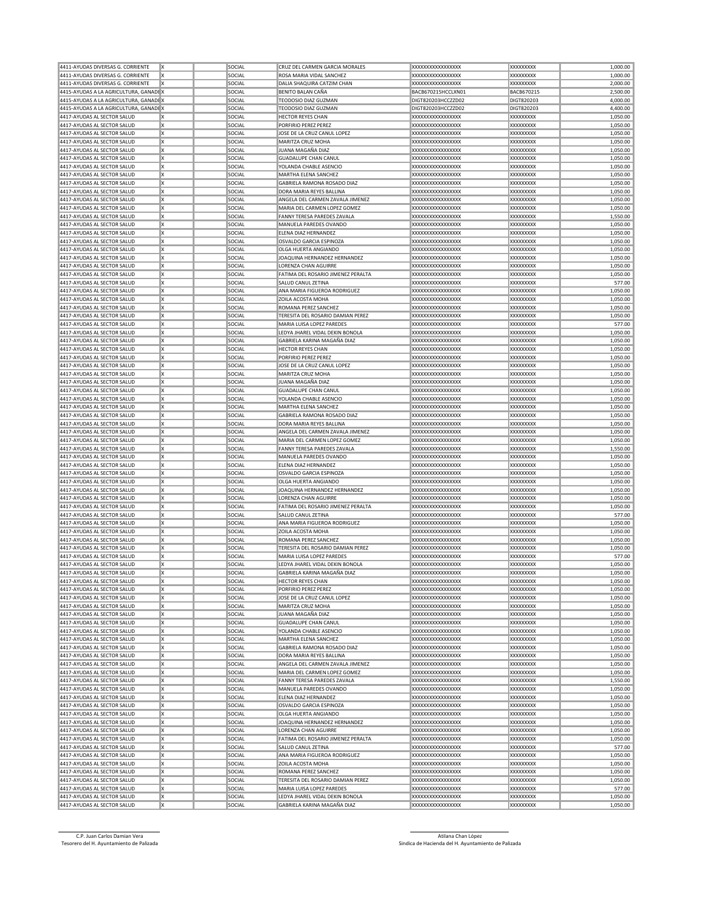| | | | | | | | |
|---|---|---|---|---|---|---|---|
| 4411-AYUDAS DIVERSAS G. CORRIENTE | X | | SOCIAL | CRUZ DEL CARMEN GARCIA MORALES | XXXXXXXXXXXXXXXX | XXXXXXXXX | 1,000.00 |
| 4411-AYUDAS DIVERSAS G. CORRIENTE | X | | SOCIAL | ROSA MARIA VIDAL SANCHEZ | XXXXXXXXXXXXXXXX | XXXXXXXXX | 1,000.00 |
| 4411-AYUDAS DIVERSAS G. CORRIENTE | X | | SOCIAL | DALIA SHAQUIRA CATZIM CHAN | XXXXXXXXXXXXXXXX | XXXXXXXXX | 2,000.00 |
| 4415-AYUDAS A LA AGRICULTURA, GANADE | X | | SOCIAL | BENITO BALAN CAÑA | BACB670215HCCLXN01 | BACB670215 | 2,500.00 |
| 4415-AYUDAS A LA AGRICULTURA, GANADE | X | | SOCIAL | TEODOSIO DIAZ GUZMAN | DIGT820203HCCZZD02 | DIGT820203 | 4,000.00 |
| 4415-AYUDAS A LA AGRICULTURA, GANADE | X | | SOCIAL | TEODOSIO DIAZ GUZMAN | DIGT820203HCCZZD02 | DIGT820203 | 4,400.00 |
| 4417-AYUDAS AL SECTOR SALUD | X | | SOCIAL | HECTOR REYES CHAN | XXXXXXXXXXXXXXXX | XXXXXXXXX | 1,050.00 |
| 4417-AYUDAS AL SECTOR SALUD | X | | SOCIAL | PORFIRIO PEREZ PEREZ | XXXXXXXXXXXXXXXX | XXXXXXXXX | 1,050.00 |
| 4417-AYUDAS AL SECTOR SALUD | X | | SOCIAL | JOSE DE LA CRUZ CANUL LOPEZ | XXXXXXXXXXXXXXXX | XXXXXXXXX | 1,050.00 |
| 4417-AYUDAS AL SECTOR SALUD | X | | SOCIAL | MARITZA CRUZ MOHA | XXXXXXXXXXXXXXXX | XXXXXXXXX | 1,050.00 |
| 4417-AYUDAS AL SECTOR SALUD | X | | SOCIAL | JUANA MAGAÑA DIAZ | XXXXXXXXXXXXXXXX | XXXXXXXXX | 1,050.00 |
| 4417-AYUDAS AL SECTOR SALUD | X | | SOCIAL | GUADALUPE CHAN CANUL | XXXXXXXXXXXXXXXX | XXXXXXXXX | 1,050.00 |
| 4417-AYUDAS AL SECTOR SALUD | X | | SOCIAL | YOLANDA CHABLE ASENCIO | XXXXXXXXXXXXXXXX | XXXXXXXXX | 1,050.00 |
| 4417-AYUDAS AL SECTOR SALUD | X | | SOCIAL | MARTHA ELENA SANCHEZ | XXXXXXXXXXXXXXXX | XXXXXXXXX | 1,050.00 |
| 4417-AYUDAS AL SECTOR SALUD | X | | SOCIAL | GABRIELA RAMONA ROSADO DIAZ | XXXXXXXXXXXXXXXX | XXXXXXXXX | 1,050.00 |
| 4417-AYUDAS AL SECTOR SALUD | X | | SOCIAL | DORA MARIA REYES BALLINA | XXXXXXXXXXXXXXXX | XXXXXXXXX | 1,050.00 |
| 4417-AYUDAS AL SECTOR SALUD | X | | SOCIAL | ANGELA DEL CARMEN ZAVALA JIMENEZ | XXXXXXXXXXXXXXXX | XXXXXXXXX | 1,050.00 |
| 4417-AYUDAS AL SECTOR SALUD | X | | SOCIAL | MARIA DEL CARMEN LOPEZ GOMEZ | XXXXXXXXXXXXXXXX | XXXXXXXXX | 1,050.00 |
| 4417-AYUDAS AL SECTOR SALUD | X | | SOCIAL | FANNY TERESA PAREDES ZAVALA | XXXXXXXXXXXXXXXX | XXXXXXXXX | 1,550.00 |
| 4417-AYUDAS AL SECTOR SALUD | X | | SOCIAL | MANUELA PAREDES OVANDO | XXXXXXXXXXXXXXXX | XXXXXXXXX | 1,050.00 |
| 4417-AYUDAS AL SECTOR SALUD | X | | SOCIAL | ELENA DIAZ HERNANDEZ | XXXXXXXXXXXXXXXX | XXXXXXXXX | 1,050.00 |
| 4417-AYUDAS AL SECTOR SALUD | X | | SOCIAL | OSVALDO GARCIA ESPINOZA | XXXXXXXXXXXXXXXX | XXXXXXXXX | 1,050.00 |
| 4417-AYUDAS AL SECTOR SALUD | X | | SOCIAL | OLGA HUERTA ANGIANDO | XXXXXXXXXXXXXXXX | XXXXXXXXX | 1,050.00 |
| 4417-AYUDAS AL SECTOR SALUD | X | | SOCIAL | JOAQUINA HERNANDEZ HERNANDEZ | XXXXXXXXXXXXXXXX | XXXXXXXXX | 1,050.00 |
| 4417-AYUDAS AL SECTOR SALUD | X | | SOCIAL | LORENZA CHAN AGUIRRE | XXXXXXXXXXXXXXXX | XXXXXXXXX | 1,050.00 |
| 4417-AYUDAS AL SECTOR SALUD | X | | SOCIAL | FATIMA DEL ROSARIO JIMENEZ PERALTA | XXXXXXXXXXXXXXXX | XXXXXXXXX | 1,050.00 |
| 4417-AYUDAS AL SECTOR SALUD | X | | SOCIAL | SALUD CANUL ZETINA | XXXXXXXXXXXXXXXX | XXXXXXXXX | 577.00 |
| 4417-AYUDAS AL SECTOR SALUD | X | | SOCIAL | ANA MARIA FIGUEROA RODRIGUEZ | XXXXXXXXXXXXXXXX | XXXXXXXXX | 1,050.00 |
| 4417-AYUDAS AL SECTOR SALUD | X | | SOCIAL | ZOILA ACOSTA MOHA | XXXXXXXXXXXXXXXX | XXXXXXXXX | 1,050.00 |
| 4417-AYUDAS AL SECTOR SALUD | X | | SOCIAL | ROMANA PEREZ SANCHEZ | XXXXXXXXXXXXXXXX | XXXXXXXXX | 1,050.00 |
| 4417-AYUDAS AL SECTOR SALUD | X | | SOCIAL | TERESITA DEL ROSARIO DAMIAN PEREZ | XXXXXXXXXXXXXXXX | XXXXXXXXX | 1,050.00 |
| 4417-AYUDAS AL SECTOR SALUD | X | | SOCIAL | MARIA LUISA LOPEZ PAREDES | XXXXXXXXXXXXXXXX | XXXXXXXXX | 577.00 |
| 4417-AYUDAS AL SECTOR SALUD | X | | SOCIAL | LEDYA JHAREL VIDAL DEKIN BONOLA | XXXXXXXXXXXXXXXX | XXXXXXXXX | 1,050.00 |
| 4417-AYUDAS AL SECTOR SALUD | X | | SOCIAL | GABRIELA KARINA MAGAÑA DIAZ | XXXXXXXXXXXXXXXX | XXXXXXXXX | 1,050.00 |
| 4417-AYUDAS AL SECTOR SALUD | X | | SOCIAL | HECTOR REYES CHAN | XXXXXXXXXXXXXXXX | XXXXXXXXX | 1,050.00 |
| 4417-AYUDAS AL SECTOR SALUD | X | | SOCIAL | PORFIRIO PEREZ PEREZ | XXXXXXXXXXXXXXXX | XXXXXXXXX | 1,050.00 |
| 4417-AYUDAS AL SECTOR SALUD | X | | SOCIAL | JOSE DE LA CRUZ CANUL LOPEZ | XXXXXXXXXXXXXXXX | XXXXXXXXX | 1,050.00 |
| 4417-AYUDAS AL SECTOR SALUD | X | | SOCIAL | MARITZA CRUZ MOHA | XXXXXXXXXXXXXXXX | XXXXXXXXX | 1,050.00 |
| 4417-AYUDAS AL SECTOR SALUD | X | | SOCIAL | JUANA MAGAÑA DIAZ | XXXXXXXXXXXXXXXX | XXXXXXXXX | 1,050.00 |
| 4417-AYUDAS AL SECTOR SALUD | X | | SOCIAL | GUADALUPE CHAN CANUL | XXXXXXXXXXXXXXXX | XXXXXXXXX | 1,050.00 |
| 4417-AYUDAS AL SECTOR SALUD | X | | SOCIAL | YOLANDA CHABLE ASENCIO | XXXXXXXXXXXXXXXX | XXXXXXXXX | 1,050.00 |
| 4417-AYUDAS AL SECTOR SALUD | X | | SOCIAL | MARTHA ELENA SANCHEZ | XXXXXXXXXXXXXXXX | XXXXXXXXX | 1,050.00 |
| 4417-AYUDAS AL SECTOR SALUD | X | | SOCIAL | GABRIELA RAMONA ROSADO DIAZ | XXXXXXXXXXXXXXXX | XXXXXXXXX | 1,050.00 |
| 4417-AYUDAS AL SECTOR SALUD | X | | SOCIAL | DORA MARIA REYES BALLINA | XXXXXXXXXXXXXXXX | XXXXXXXXX | 1,050.00 |
| 4417-AYUDAS AL SECTOR SALUD | X | | SOCIAL | ANGELA DEL CARMEN ZAVALA JIMENEZ | XXXXXXXXXXXXXXXX | XXXXXXXXX | 1,050.00 |
| 4417-AYUDAS AL SECTOR SALUD | X | | SOCIAL | MARIA DEL CARMEN LOPEZ GOMEZ | XXXXXXXXXXXXXXXX | XXXXXXXXX | 1,050.00 |
| 4417-AYUDAS AL SECTOR SALUD | X | | SOCIAL | FANNY TERESA PAREDES ZAVALA | XXXXXXXXXXXXXXXX | XXXXXXXXX | 1,550.00 |
| 4417-AYUDAS AL SECTOR SALUD | X | | SOCIAL | MANUELA PAREDES OVANDO | XXXXXXXXXXXXXXXX | XXXXXXXXX | 1,050.00 |
| 4417-AYUDAS AL SECTOR SALUD | X | | SOCIAL | ELENA DIAZ HERNANDEZ | XXXXXXXXXXXXXXXX | XXXXXXXXX | 1,050.00 |
| 4417-AYUDAS AL SECTOR SALUD | X | | SOCIAL | OSVALDO GARCIA ESPINOZA | XXXXXXXXXXXXXXXX | XXXXXXXXX | 1,050.00 |
| 4417-AYUDAS AL SECTOR SALUD | X | | SOCIAL | OLGA HUERTA ANGIANDO | XXXXXXXXXXXXXXXX | XXXXXXXXX | 1,050.00 |
| 4417-AYUDAS AL SECTOR SALUD | X | | SOCIAL | JOAQUINA HERNANDEZ HERNANDEZ | XXXXXXXXXXXXXXXX | XXXXXXXXX | 1,050.00 |
| 4417-AYUDAS AL SECTOR SALUD | X | | SOCIAL | LORENZA CHAN AGUIRRE | XXXXXXXXXXXXXXXX | XXXXXXXXX | 1,050.00 |
| 4417-AYUDAS AL SECTOR SALUD | X | | SOCIAL | FATIMA DEL ROSARIO JIMENEZ PERALTA | XXXXXXXXXXXXXXXX | XXXXXXXXX | 1,050.00 |
| 4417-AYUDAS AL SECTOR SALUD | X | | SOCIAL | SALUD CANUL ZETINA | XXXXXXXXXXXXXXXX | XXXXXXXXX | 577.00 |
| 4417-AYUDAS AL SECTOR SALUD | X | | SOCIAL | ANA MARIA FIGUEROA RODRIGUEZ | XXXXXXXXXXXXXXXX | XXXXXXXXX | 1,050.00 |
| 4417-AYUDAS AL SECTOR SALUD | X | | SOCIAL | ZOILA ACOSTA MOHA | XXXXXXXXXXXXXXXX | XXXXXXXXX | 1,050.00 |
| 4417-AYUDAS AL SECTOR SALUD | X | | SOCIAL | ROMANA PEREZ SANCHEZ | XXXXXXXXXXXXXXXX | XXXXXXXXX | 1,050.00 |
| 4417-AYUDAS AL SECTOR SALUD | X | | SOCIAL | TERESITA DEL ROSARIO DAMIAN PEREZ | XXXXXXXXXXXXXXXX | XXXXXXXXX | 1,050.00 |
| 4417-AYUDAS AL SECTOR SALUD | X | | SOCIAL | MARIA LUISA LOPEZ PAREDES | XXXXXXXXXXXXXXXX | XXXXXXXXX | 577.00 |
| 4417-AYUDAS AL SECTOR SALUD | X | | SOCIAL | LEDYA JHAREL VIDAL DEKIN BONOLA | XXXXXXXXXXXXXXXX | XXXXXXXXX | 1,050.00 |
| 4417-AYUDAS AL SECTOR SALUD | X | | SOCIAL | GABRIELA KARINA MAGAÑA DIAZ | XXXXXXXXXXXXXXXX | XXXXXXXXX | 1,050.00 |
| 4417-AYUDAS AL SECTOR SALUD | X | | SOCIAL | HECTOR REYES CHAN | XXXXXXXXXXXXXXXX | XXXXXXXXX | 1,050.00 |
| 4417-AYUDAS AL SECTOR SALUD | X | | SOCIAL | PORFIRIO PEREZ PEREZ | XXXXXXXXXXXXXXXX | XXXXXXXXX | 1,050.00 |
| 4417-AYUDAS AL SECTOR SALUD | X | | SOCIAL | JOSE DE LA CRUZ CANUL LOPEZ | XXXXXXXXXXXXXXXX | XXXXXXXXX | 1,050.00 |
| 4417-AYUDAS AL SECTOR SALUD | X | | SOCIAL | MARITZA CRUZ MOHA | XXXXXXXXXXXXXXXX | XXXXXXXXX | 1,050.00 |
| 4417-AYUDAS AL SECTOR SALUD | X | | SOCIAL | JUANA MAGAÑA DIAZ | XXXXXXXXXXXXXXXX | XXXXXXXXX | 1,050.00 |
| 4417-AYUDAS AL SECTOR SALUD | X | | SOCIAL | GUADALUPE CHAN CANUL | XXXXXXXXXXXXXXXX | XXXXXXXXX | 1,050.00 |
| 4417-AYUDAS AL SECTOR SALUD | X | | SOCIAL | YOLANDA CHABLE ASENCIO | XXXXXXXXXXXXXXXX | XXXXXXXXX | 1,050.00 |
| 4417-AYUDAS AL SECTOR SALUD | X | | SOCIAL | MARTHA ELENA SANCHEZ | XXXXXXXXXXXXXXXX | XXXXXXXXX | 1,050.00 |
| 4417-AYUDAS AL SECTOR SALUD | X | | SOCIAL | GABRIELA RAMONA ROSADO DIAZ | XXXXXXXXXXXXXXXX | XXXXXXXXX | 1,050.00 |
| 4417-AYUDAS AL SECTOR SALUD | X | | SOCIAL | DORA MARIA REYES BALLINA | XXXXXXXXXXXXXXXX | XXXXXXXXX | 1,050.00 |
| 4417-AYUDAS AL SECTOR SALUD | X | | SOCIAL | ANGELA DEL CARMEN ZAVALA JIMENEZ | XXXXXXXXXXXXXXXX | XXXXXXXXX | 1,050.00 |
| 4417-AYUDAS AL SECTOR SALUD | X | | SOCIAL | MARIA DEL CARMEN LOPEZ GOMEZ | XXXXXXXXXXXXXXXX | XXXXXXXXX | 1,050.00 |
| 4417-AYUDAS AL SECTOR SALUD | X | | SOCIAL | FANNY TERESA PAREDES ZAVALA | XXXXXXXXXXXXXXXX | XXXXXXXXX | 1,550.00 |
| 4417-AYUDAS AL SECTOR SALUD | X | | SOCIAL | MANUELA PAREDES OVANDO | XXXXXXXXXXXXXXXX | XXXXXXXXX | 1,050.00 |
| 4417-AYUDAS AL SECTOR SALUD | X | | SOCIAL | ELENA DIAZ HERNANDEZ | XXXXXXXXXXXXXXXX | XXXXXXXXX | 1,050.00 |
| 4417-AYUDAS AL SECTOR SALUD | X | | SOCIAL | OSVALDO GARCIA ESPINOZA | XXXXXXXXXXXXXXXX | XXXXXXXXX | 1,050.00 |
| 4417-AYUDAS AL SECTOR SALUD | X | | SOCIAL | OLGA HUERTA ANGIANDO | XXXXXXXXXXXXXXXX | XXXXXXXXX | 1,050.00 |
| 4417-AYUDAS AL SECTOR SALUD | X | | SOCIAL | JOAQUINA HERNANDEZ HERNANDEZ | XXXXXXXXXXXXXXXX | XXXXXXXXX | 1,050.00 |
| 4417-AYUDAS AL SECTOR SALUD | X | | SOCIAL | LORENZA CHAN AGUIRRE | XXXXXXXXXXXXXXXX | XXXXXXXXX | 1,050.00 |
| 4417-AYUDAS AL SECTOR SALUD | X | | SOCIAL | FATIMA DEL ROSARIO JIMENEZ PERALTA | XXXXXXXXXXXXXXXX | XXXXXXXXX | 1,050.00 |
| 4417-AYUDAS AL SECTOR SALUD | X | | SOCIAL | SALUD CANUL ZETINA | XXXXXXXXXXXXXXXX | XXXXXXXXX | 577.00 |
| 4417-AYUDAS AL SECTOR SALUD | X | | SOCIAL | ANA MARIA FIGUEROA RODRIGUEZ | XXXXXXXXXXXXXXXX | XXXXXXXXX | 1,050.00 |
| 4417-AYUDAS AL SECTOR SALUD | X | | SOCIAL | ZOILA ACOSTA MOHA | XXXXXXXXXXXXXXXX | XXXXXXXXX | 1,050.00 |
| 4417-AYUDAS AL SECTOR SALUD | X | | SOCIAL | ROMANA PEREZ SANCHEZ | XXXXXXXXXXXXXXXX | XXXXXXXXX | 1,050.00 |
| 4417-AYUDAS AL SECTOR SALUD | X | | SOCIAL | TERESITA DEL ROSARIO DAMIAN PEREZ | XXXXXXXXXXXXXXXX | XXXXXXXXX | 1,050.00 |
| 4417-AYUDAS AL SECTOR SALUD | X | | SOCIAL | MARIA LUISA LOPEZ PAREDES | XXXXXXXXXXXXXXXX | XXXXXXXXX | 577.00 |
| 4417-AYUDAS AL SECTOR SALUD | X | | SOCIAL | LEDYA JHAREL VIDAL DEKIN BONOLA | XXXXXXXXXXXXXXXX | XXXXXXXXX | 1,050.00 |
| 4417-AYUDAS AL SECTOR SALUD | X | | SOCIAL | GABRIELA KARINA MAGAÑA DIAZ | XXXXXXXXXXXXXXXX | XXXXXXXXX | 1,050.00 |

C.P. Juan Carlos Damian Vera
Tesorero del H. Ayuntamiento de Palizada

Atilana Chan López
Sindica de Hacienda del H. Ayuntamiento de Palizada